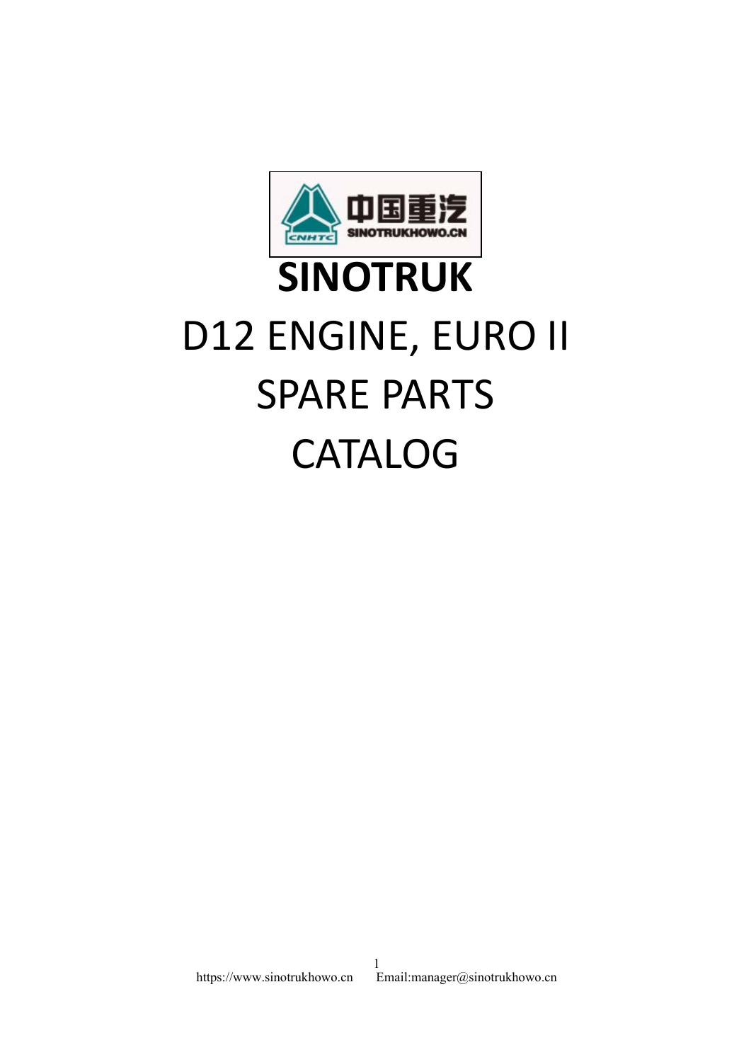# SINOTRUK

# D12 ENGINE, EURO II

# SPARE PARTS

# CATALOG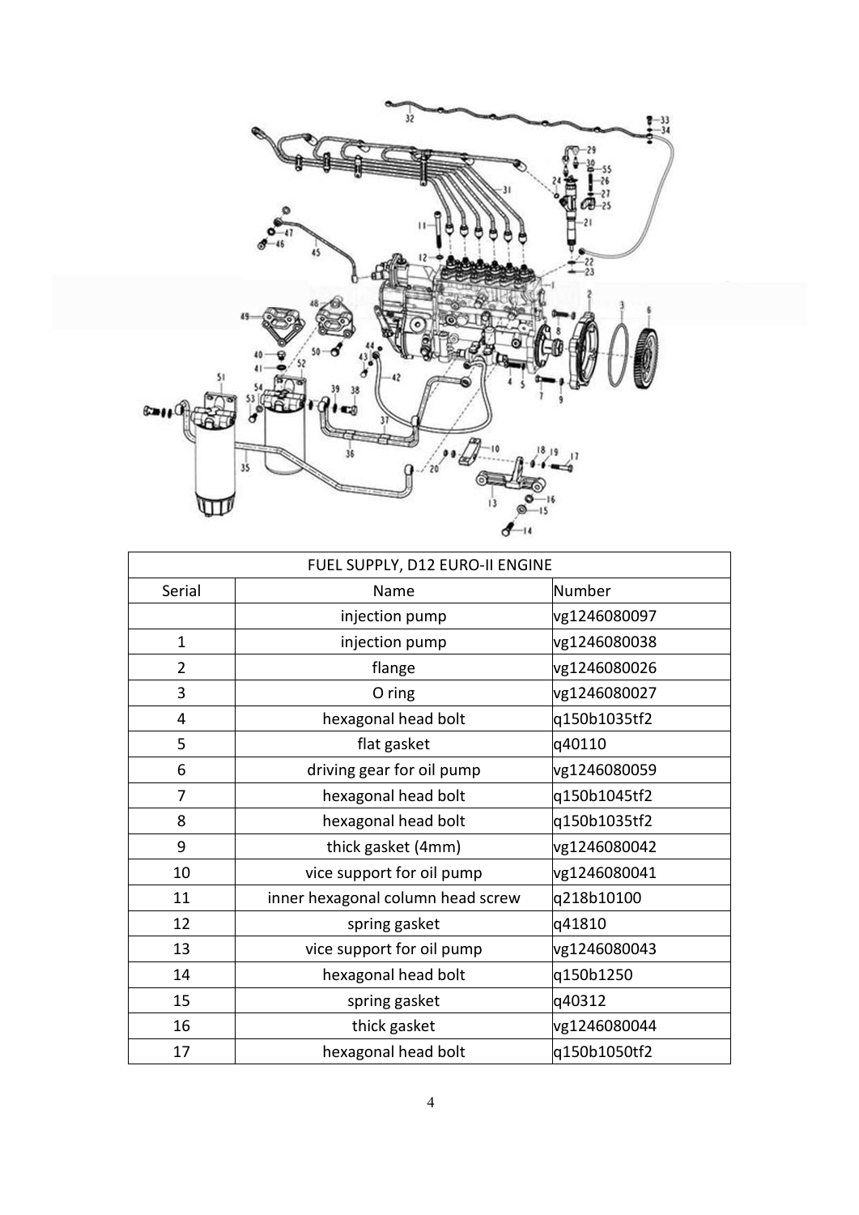| FUEL SUPPLY, D12 EURO-II ENGINE | | |
|---|---|---|
| Serial | Name | Number |
| | injection pump | vg1246080097 |
| 1 | injection pump | vg1246080038 |
| 2 | flange | vg1246080026 |
| 3 | O ring | vg1246080027 |
| 4 | hexagonal head bolt | q150b1035tf2 |
| 5 | flat gasket | q40110 |
| 6 | driving gear for oil pump | vg1246080059 |
| 7 | hexagonal head bolt | q150b1045tf2 |
| 8 | hexagonal head bolt | q150b1035tf2 |
| 9 | thick gasket (4mm) | vg1246080042 |
| 10 | vice support for oil pump | vg1246080041 |
| 11 | inner hexagonal column head screw | q218b10100 |
| 12 | spring gasket | q41810 |
| 13 | vice support for oil pump | vg1246080043 |
| 14 | hexagonal head bolt | q150b1250 |
| 15 | spring gasket | q40312 |
| 16 | thick gasket | vg1246080044 |
| 17 | hexagonal head bolt | q150b1050tf2 |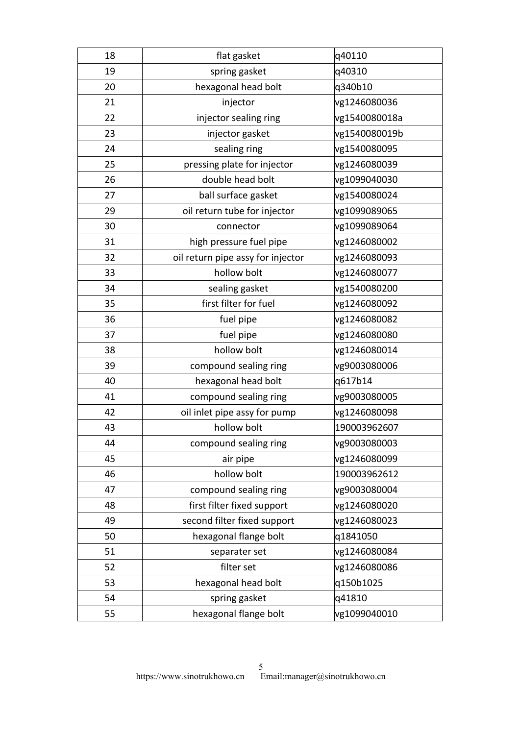| 18 | flat gasket | q40110 |
|---|---|---|
| 19 | spring gasket | q40310 |
| 20 | hexagonal head bolt | q340b10 |
| 21 | injector | vg1246080036 |
| 22 | injector sealing ring | vg1540080018a |
| 23 | injector gasket | vg1540080019b |
| 24 | sealing ring | vg1540080095 |
| 25 | pressing plate for injector | vg1246080039 |
| 26 | double head bolt | vg1099040030 |
| 27 | ball surface gasket | vg1540080024 |
| 29 | oil return tube for injector | vg1099089065 |
| 30 | connector | vg1099089064 |
| 31 | high pressure fuel pipe | vg1246080002 |
| 32 | oil return pipe assy for injector | vg1246080093 |
| 33 | hollow bolt | vg1246080077 |
| 34 | sealing gasket | vg1540080200 |
| 35 | first filter for fuel | vg1246080092 |
| 36 | fuel pipe | vg1246080082 |
| 37 | fuel pipe | vg1246080080 |
| 38 | hollow bolt | vg1246080014 |
| 39 | compound sealing ring | vg9003080006 |
| 40 | hexagonal head bolt | q617b14 |
| 41 | compound sealing ring | vg9003080005 |
| 42 | oil inlet pipe assy for pump | vg1246080098 |
| 43 | hollow bolt | 190003962607 |
| 44 | compound sealing ring | vg9003080003 |
| 45 | air pipe | vg1246080099 |
| 46 | hollow bolt | 190003962612 |
| 47 | compound sealing ring | vg9003080004 |
| 48 | first filter fixed support | vg1246080020 |
| 49 | second filter fixed support | vg1246080023 |
| 50 | hexagonal flange bolt | q1841050 |
| 51 | separater set | vg1246080084 |
| 52 | filter set | vg1246080086 |
| 53 | hexagonal head bolt | q150b1025 |
| 54 | spring gasket | q41810 |
| 55 | hexagonal flange bolt | vg1099040010 |

https://www.sinotrukhowo.cn Email:manager@sinotrukhowo.cn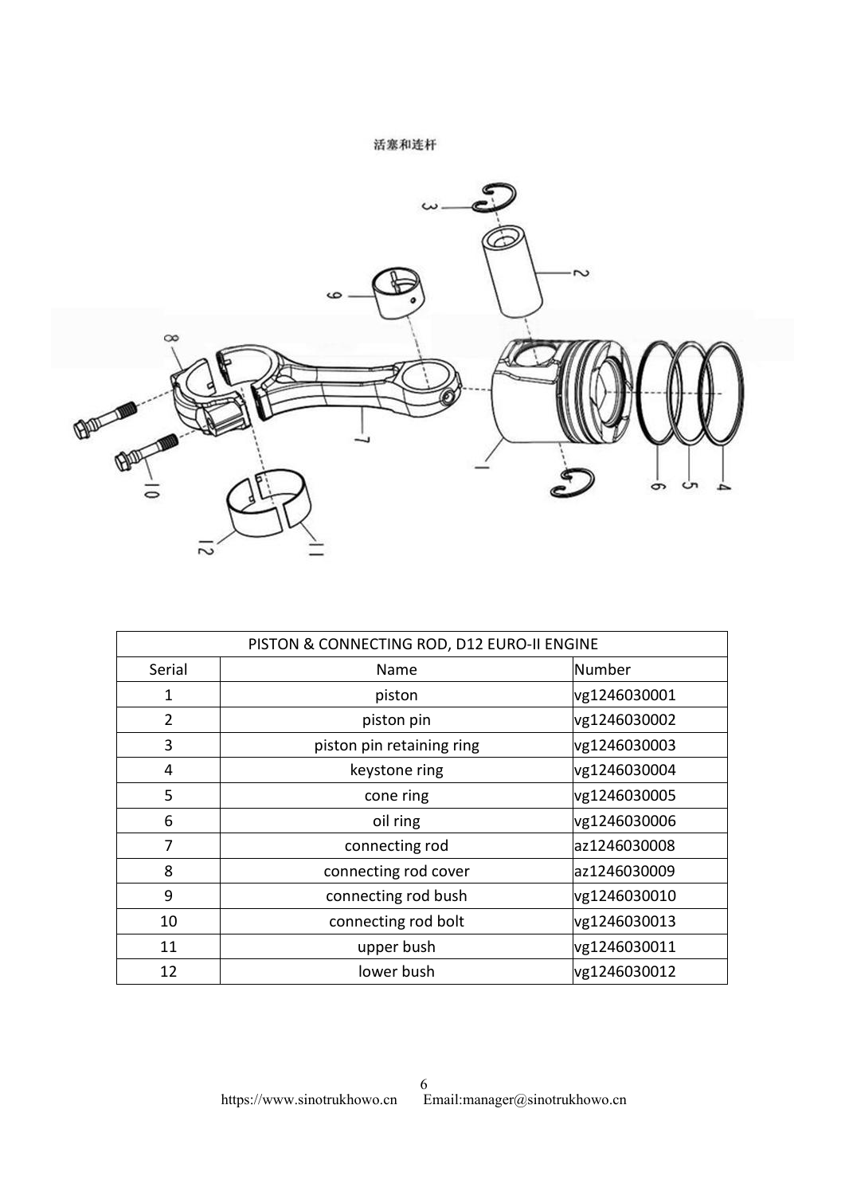活塞和连杆

| PISTON & CONNECTING ROD, D12 EURO-II ENGINE | | |
|---|---|---|
| Serial | Name | Number |
| 1 | piston | vg1246030001 |
| 2 | piston pin | vg1246030002 |
| 3 | piston pin retaining ring | vg1246030003 |
| 4 | keystone ring | vg1246030004 |
| 5 | cone ring | vg1246030005 |
| 6 | oil ring | vg1246030006 |
| 7 | connecting rod | az1246030008 |
| 8 | connecting rod cover | az1246030009 |
| 9 | connecting rod bush | vg1246030010 |
| 10 | connecting rod bolt | vg1246030013 |
| 11 | upper bush | vg1246030011 |
| 12 | lower bush | vg1246030012 |

https://www.sinotrukhowo.cn Email:manager@sinotrukhowo.cn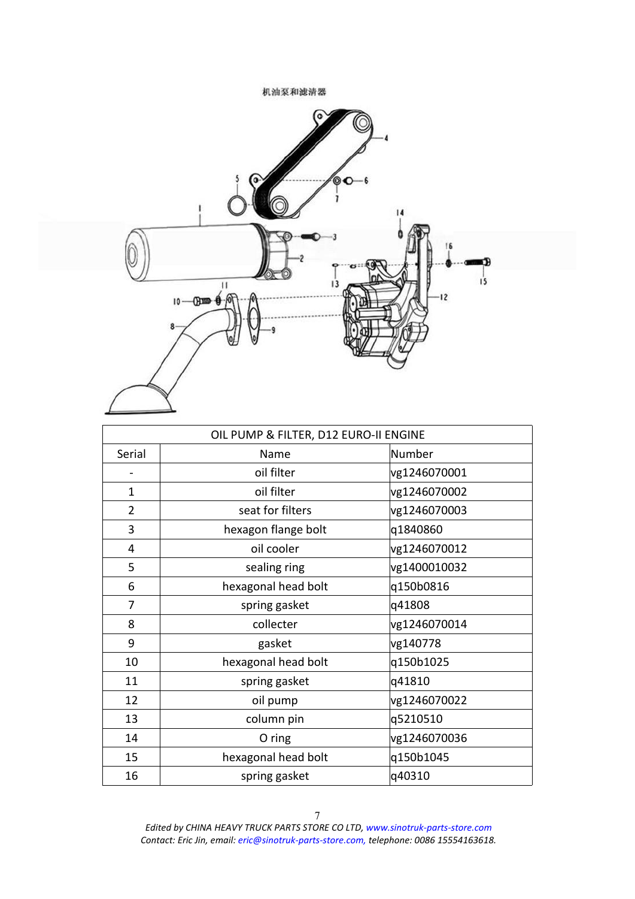机油泵和滤清器

| OIL PUMP & FILTER, D12 EURO-II ENGINE | | |
|---|---|---|
| Serial | Name | Number |
| - | oil filter | vg1246070001 |
| 1 | oil filter | vg1246070002 |
| 2 | seat for filters | vg1246070003 |
| 3 | hexagon flange bolt | q1840860 |
| 4 | oil cooler | vg1246070012 |
| 5 | sealing ring | vg1400010032 |
| 6 | hexagonal head bolt | q150b0816 |
| 7 | spring gasket | q41808 |
| 8 | collecter | vg1246070014 |
| 9 | gasket | vg140778 |
| 10 | hexagonal head bolt | q150b1025 |
| 11 | spring gasket | q41810 |
| 12 | oil pump | vg1246070022 |
| 13 | column pin | q5210510 |
| 14 | O ring | vg1246070036 |
| 15 | hexagonal head bolt | q150b1045 |
| 16 | spring gasket | q40310 |

*Edited by CHINA HEAVY TRUCK PARTS STORE CO LTD, www.sinotruk-parts-store.com*
*Contact: Eric Jin, email: eric@sinotruk-parts-store.com, telephone: 0086 15554163618.*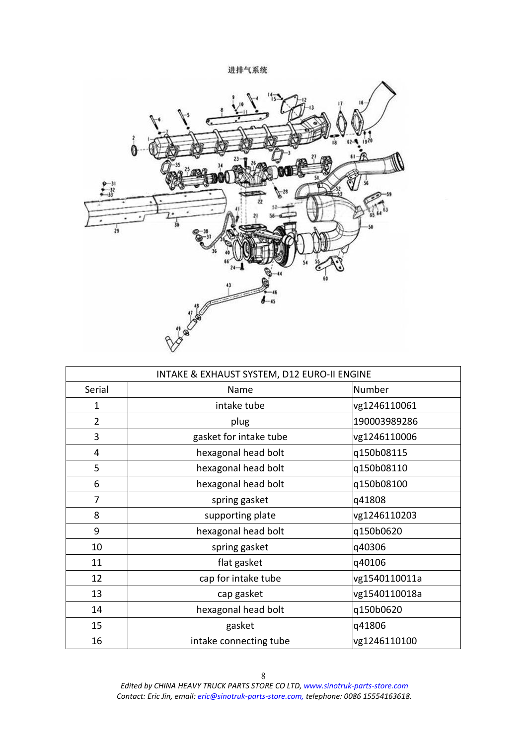进排气系统

| INTAKE & EXHAUST SYSTEM, D12 EURO-II ENGINE | | |
|---|---|---|
| Serial | Name | Number |
| 1 | intake tube | vg1246110061 |
| 2 | plug | 190003989286 |
| 3 | gasket for intake tube | vg1246110006 |
| 4 | hexagonal head bolt | q150b08115 |
| 5 | hexagonal head bolt | q150b08110 |
| 6 | hexagonal head bolt | q150b08100 |
| 7 | spring gasket | q41808 |
| 8 | supporting plate | vg1246110203 |
| 9 | hexagonal head bolt | q150b0620 |
| 10 | spring gasket | q40306 |
| 11 | flat gasket | q40106 |
| 12 | cap for intake tube | vg1540110011a |
| 13 | cap gasket | vg1540110018a |
| 14 | hexagonal head bolt | q150b0620 |
| 15 | gasket | q41806 |
| 16 | intake connecting tube | vg1246110100 |

*Edited by CHINA HEAVY TRUCK PARTS STORE CO LTD, www.sinotruk-parts-store.com*
*Contact: Eric Jin, email: eric@sinotruk-parts-store.com, telephone: 0086 15554163618.*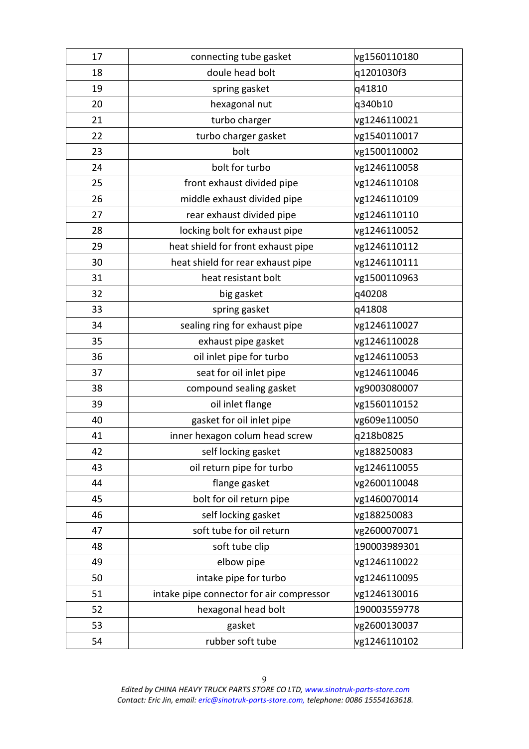| 17 | connecting tube gasket | vg1560110180 |
|---|---|---|
| 18 | doule head bolt | q1201030f3 |
| 19 | spring gasket | q41810 |
| 20 | hexagonal nut | q340b10 |
| 21 | turbo charger | vg1246110021 |
| 22 | turbo charger gasket | vg1540110017 |
| 23 | bolt | vg1500110002 |
| 24 | bolt for turbo | vg1246110058 |
| 25 | front exhaust divided pipe | vg1246110108 |
| 26 | middle exhaust divided pipe | vg1246110109 |
| 27 | rear exhaust divided pipe | vg1246110110 |
| 28 | locking bolt for exhaust pipe | vg1246110052 |
| 29 | heat shield for front exhaust pipe | vg1246110112 |
| 30 | heat shield for rear exhaust pipe | vg1246110111 |
| 31 | heat resistant bolt | vg1500110963 |
| 32 | big gasket | q40208 |
| 33 | spring gasket | q41808 |
| 34 | sealing ring for exhaust pipe | vg1246110027 |
| 35 | exhaust pipe gasket | vg1246110028 |
| 36 | oil inlet pipe for turbo | vg1246110053 |
| 37 | seat for oil inlet pipe | vg1246110046 |
| 38 | compound sealing gasket | vg9003080007 |
| 39 | oil inlet flange | vg1560110152 |
| 40 | gasket for oil inlet pipe | vg609e110050 |
| 41 | inner hexagon colum head screw | q218b0825 |
| 42 | self locking gasket | vg188250083 |
| 43 | oil return pipe for turbo | vg1246110055 |
| 44 | flange gasket | vg2600110048 |
| 45 | bolt for oil return pipe | vg1460070014 |
| 46 | self locking gasket | vg188250083 |
| 47 | soft tube for oil return | vg2600070071 |
| 48 | soft tube clip | 190003989301 |
| 49 | elbow pipe | vg1246110022 |
| 50 | intake pipe for turbo | vg1246110095 |
| 51 | intake pipe connector for air compressor | vg1246130016 |
| 52 | hexagonal head bolt | 190003559778 |
| 53 | gasket | vg2600130037 |
| 54 | rubber soft tube | vg1246110102 |

*Edited by CHINA HEAVY TRUCK PARTS STORE CO LTD, www.sinotruk-parts-store.com*
*Contact: Eric Jin, email: eric@sinotruk-parts-store.com, telephone: 0086 15554163618.*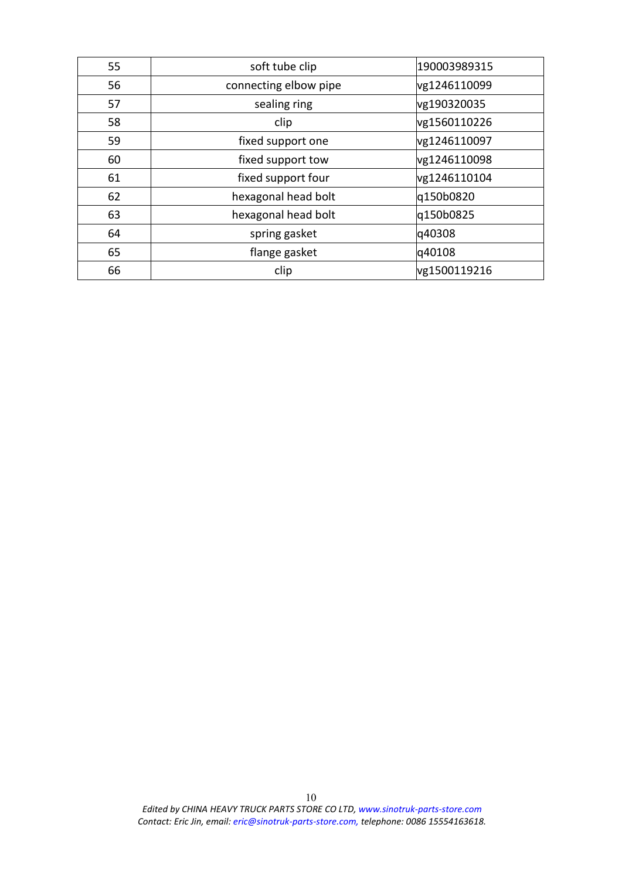| 55 | soft tube clip | 190003989315 |
|---|---|---|
| 56 | connecting elbow pipe | vg1246110099 |
| 57 | sealing ring | vg190320035 |
| 58 | clip | vg1560110226 |
| 59 | fixed support one | vg1246110097 |
| 60 | fixed support tow | vg1246110098 |
| 61 | fixed support four | vg1246110104 |
| 62 | hexagonal head bolt | q150b0820 |
| 63 | hexagonal head bolt | q150b0825 |
| 64 | spring gasket | q40308 |
| 65 | flange gasket | q40108 |
| 66 | clip | vg1500119216 |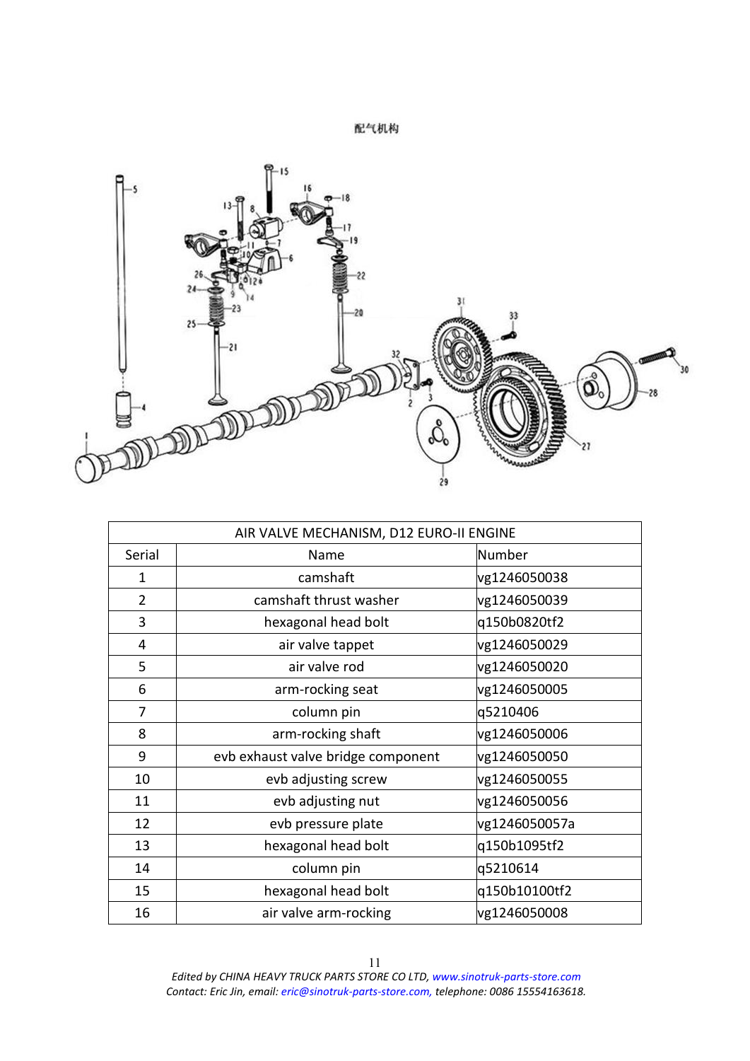配气机构

| AIR VALVE MECHANISM, D12 EURO-II ENGINE | | |
|---|---|---|
| Serial | Name | Number |
| 1 | camshaft | vg1246050038 |
| 2 | camshaft thrust washer | vg1246050039 |
| 3 | hexagonal head bolt | q150b0820tf2 |
| 4 | air valve tappet | vg1246050029 |
| 5 | air valve rod | vg1246050020 |
| 6 | arm-rocking seat | vg1246050005 |
| 7 | column pin | q5210406 |
| 8 | arm-rocking shaft | vg1246050006 |
| 9 | evb exhaust valve bridge component | vg1246050050 |
| 10 | evb adjusting screw | vg1246050055 |
| 11 | evb adjusting nut | vg1246050056 |
| 12 | evb pressure plate | vg1246050057a |
| 13 | hexagonal head bolt | q150b1095tf2 |
| 14 | column pin | q5210614 |
| 15 | hexagonal head bolt | q150b10100tf2 |
| 16 | air valve arm-rocking | vg1246050008 |

*Edited by CHINA HEAVY TRUCK PARTS STORE CO LTD, www.sinotruk-parts-store.com*
*Contact: Eric Jin, email: eric@sinotruk-parts-store.com, telephone: 0086 15554163618.*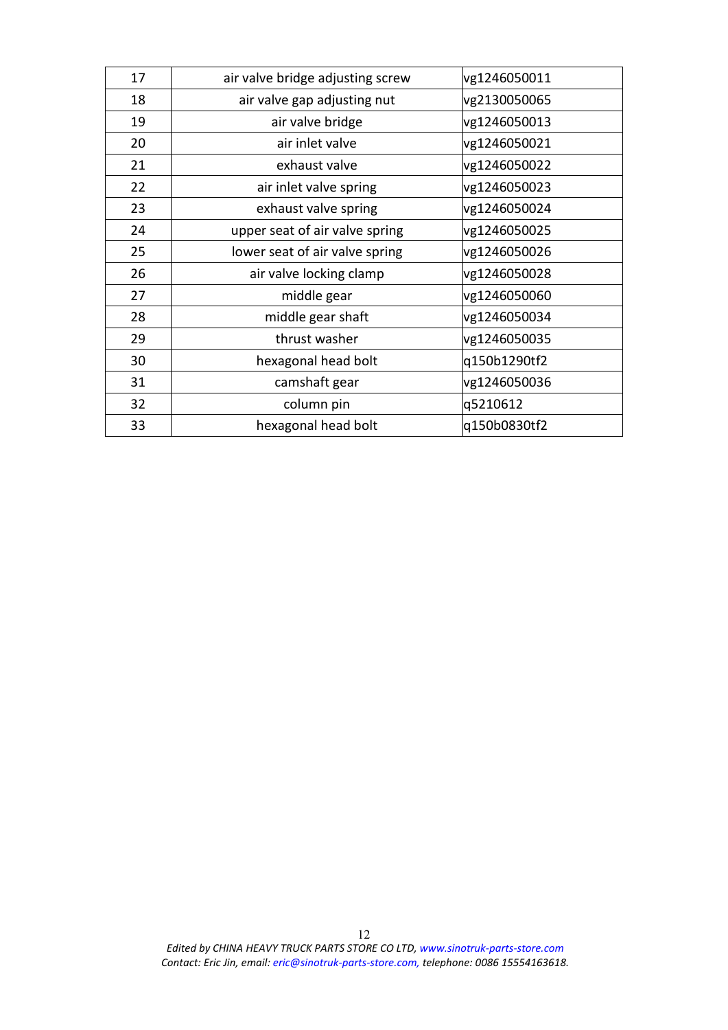| 17 | air valve bridge adjusting screw | vg1246050011 |
|---|---|---|
| 18 | air valve gap adjusting nut | vg2130050065 |
| 19 | air valve bridge | vg1246050013 |
| 20 | air inlet valve | vg1246050021 |
| 21 | exhaust valve | vg1246050022 |
| 22 | air inlet valve spring | vg1246050023 |
| 23 | exhaust valve spring | vg1246050024 |
| 24 | upper seat of air valve spring | vg1246050025 |
| 25 | lower seat of air valve spring | vg1246050026 |
| 26 | air valve locking clamp | vg1246050028 |
| 27 | middle gear | vg1246050060 |
| 28 | middle gear shaft | vg1246050034 |
| 29 | thrust washer | vg1246050035 |
| 30 | hexagonal head bolt | q150b1290tf2 |
| 31 | camshaft gear | vg1246050036 |
| 32 | column pin | q5210612 |
| 33 | hexagonal head bolt | q150b0830tf2 |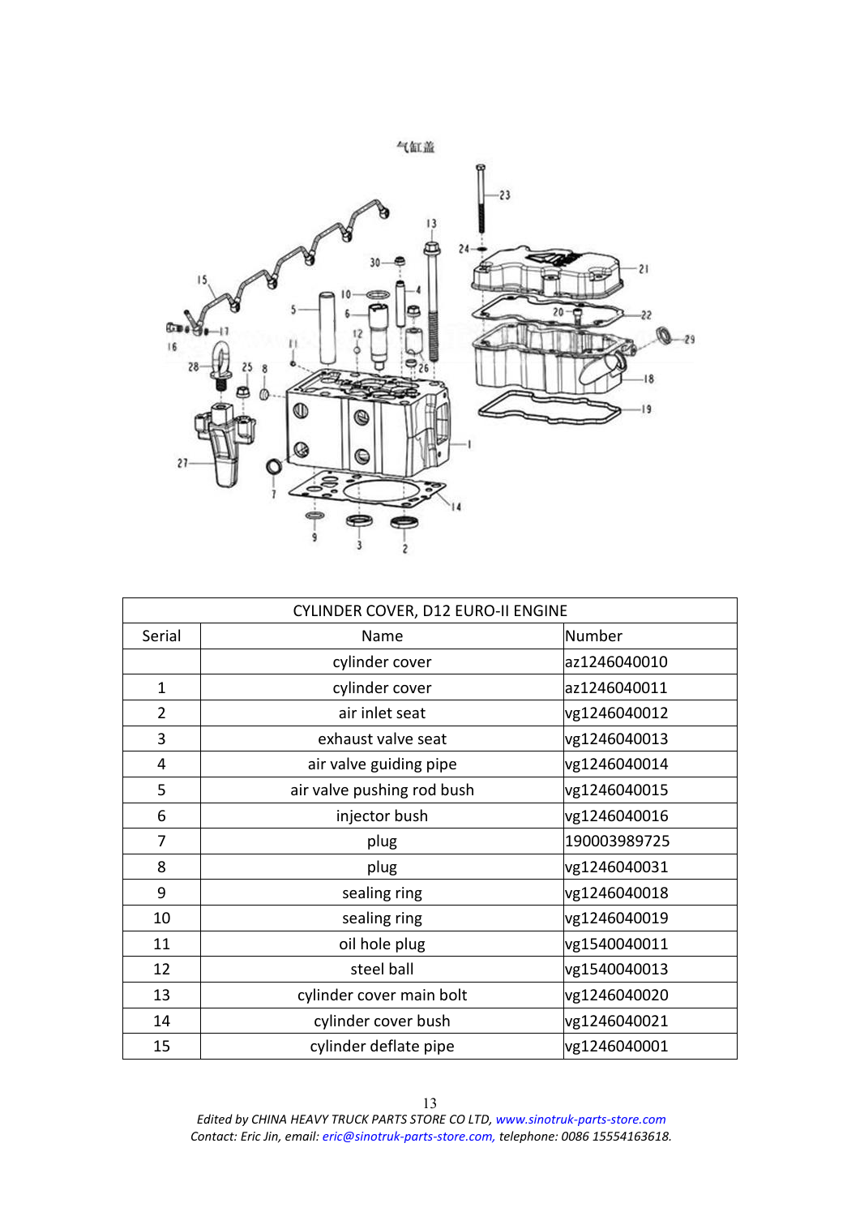| CYLINDER COVER, D12 EURO-II ENGINE | | |
| --- | --- | --- |
| Serial | Name | Number |
| | cylinder cover | az1246040010 |
| 1 | cylinder cover | az1246040011 |
| 2 | air inlet seat | vg1246040012 |
| 3 | exhaust valve seat | vg1246040013 |
| 4 | air valve guiding pipe | vg1246040014 |
| 5 | air valve pushing rod bush | vg1246040015 |
| 6 | injector bush | vg1246040016 |
| 7 | plug | 190003989725 |
| 8 | plug | vg1246040031 |
| 9 | sealing ring | vg1246040018 |
| 10 | sealing ring | vg1246040019 |
| 11 | oil hole plug | vg1540040011 |
| 12 | steel ball | vg1540040013 |
| 13 | cylinder cover main bolt | vg1246040020 |
| 14 | cylinder cover bush | vg1246040021 |
| 15 | cylinder deflate pipe | vg1246040001 |

*Edited by CHINA HEAVY TRUCK PARTS STORE CO LTD, www.sinotruk-parts-store.com*
*Contact: Eric Jin, email: eric@sinotruk-parts-store.com, telephone: 0086 15554163618.*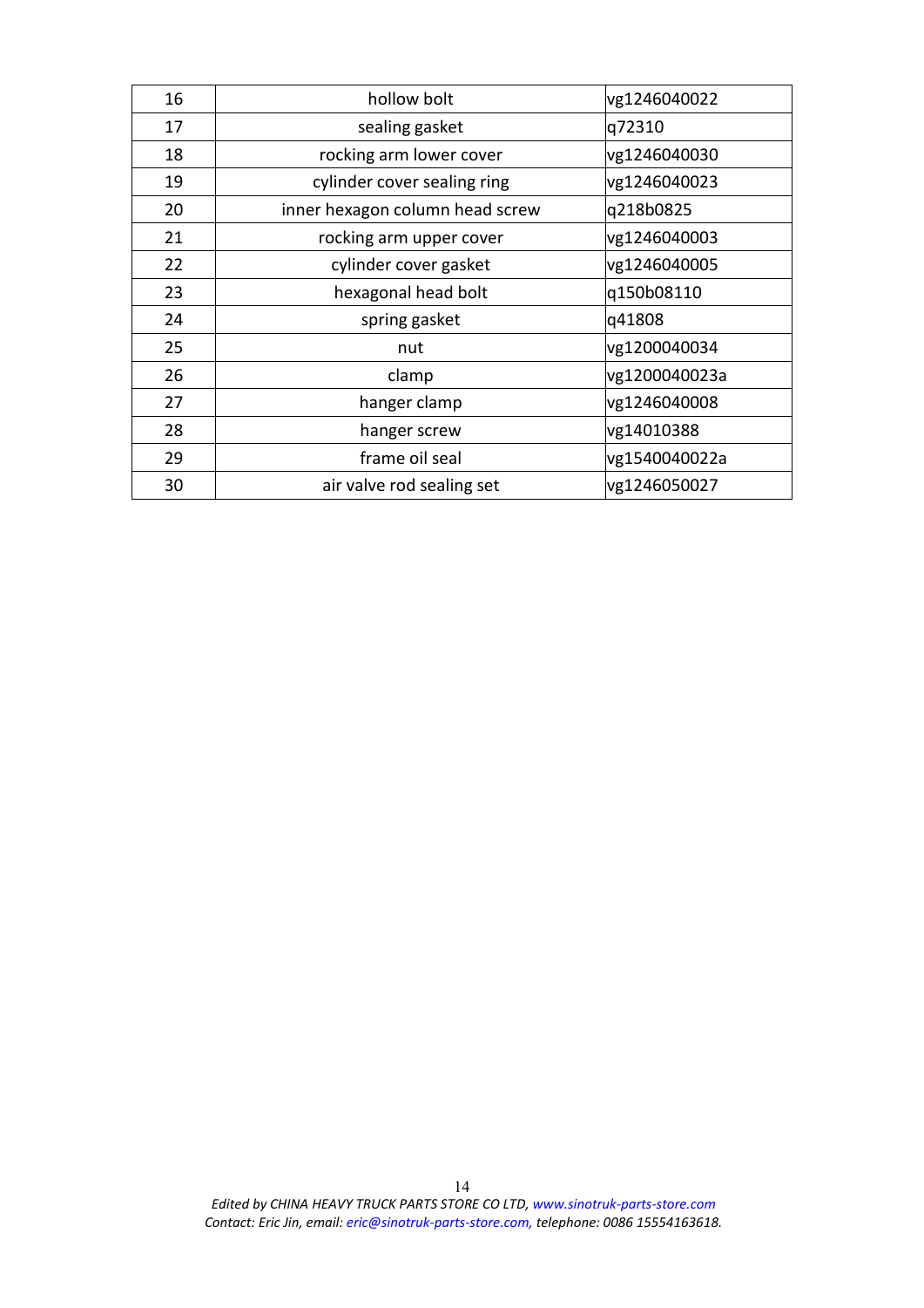| 16 | hollow bolt | vg1246040022 |
|---|---|---|
| 17 | sealing gasket | q72310 |
| 18 | rocking arm lower cover | vg1246040030 |
| 19 | cylinder cover sealing ring | vg1246040023 |
| 20 | inner hexagon column head screw | q218b0825 |
| 21 | rocking arm upper cover | vg1246040003 |
| 22 | cylinder cover gasket | vg1246040005 |
| 23 | hexagonal head bolt | q150b08110 |
| 24 | spring gasket | q41808 |
| 25 | nut | vg1200040034 |
| 26 | clamp | vg1200040023a |
| 27 | hanger clamp | vg1246040008 |
| 28 | hanger screw | vg14010388 |
| 29 | frame oil seal | vg1540040022a |
| 30 | air valve rod sealing set | vg1246050027 |

*Edited by CHINA HEAVY TRUCK PARTS STORE CO LTD, www.sinotruk-parts-store.com*
*Contact: Eric Jin, email: eric@sinotruk-parts-store.com, telephone: 0086 15554163618.*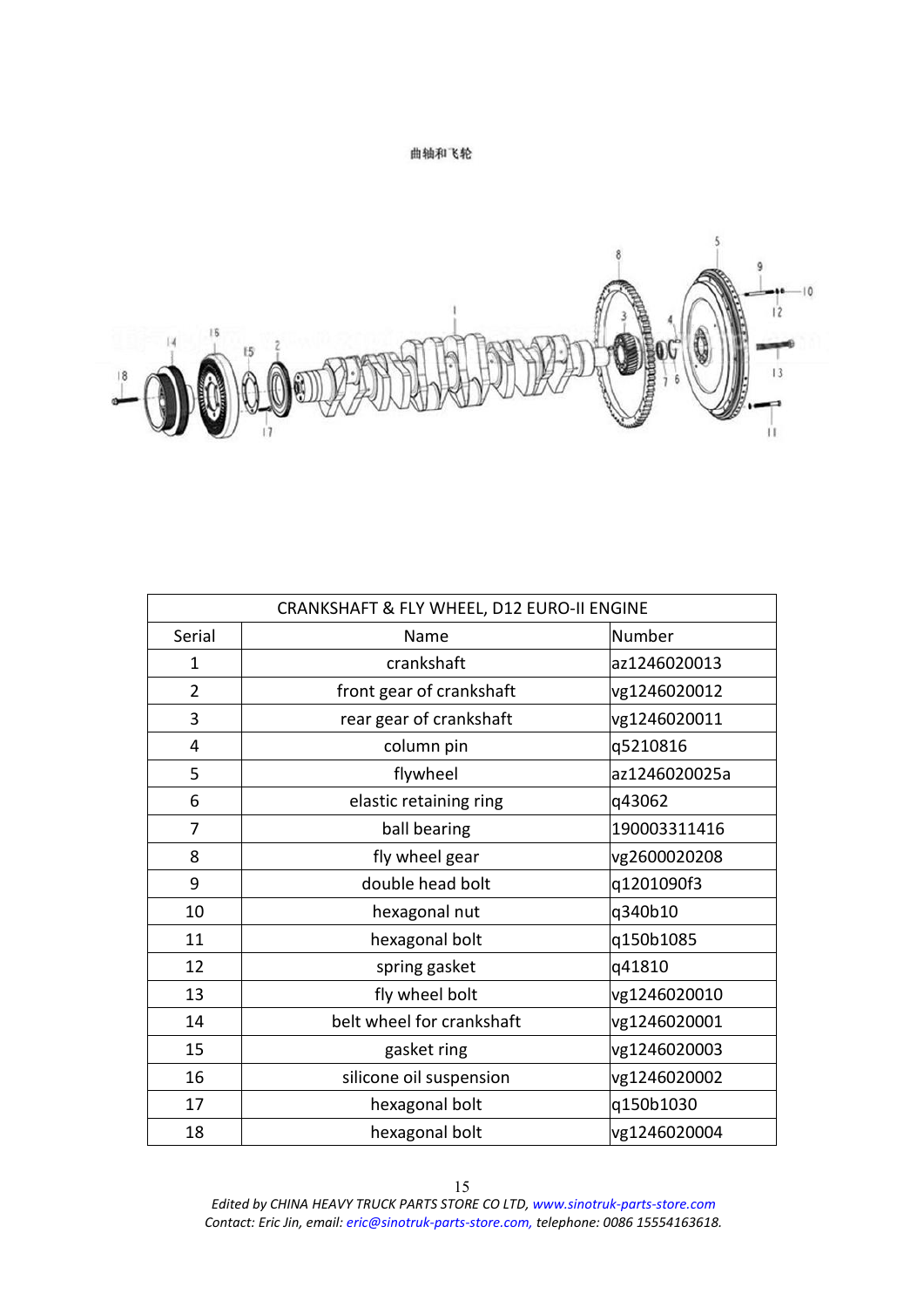曲轴和飞轮

| CRANKSHAFT & FLY WHEEL, D12 EURO-II ENGINE | | |
|---|---|---|
| Serial | Name | Number |
| 1 | crankshaft | az1246020013 |
| 2 | front gear of crankshaft | vg1246020012 |
| 3 | rear gear of crankshaft | vg1246020011 |
| 4 | column pin | q5210816 |
| 5 | flywheel | az1246020025a |
| 6 | elastic retaining ring | q43062 |
| 7 | ball bearing | 190003311416 |
| 8 | fly wheel gear | vg2600020208 |
| 9 | double head bolt | q1201090f3 |
| 10 | hexagonal nut | q340b10 |
| 11 | hexagonal bolt | q150b1085 |
| 12 | spring gasket | q41810 |
| 13 | fly wheel bolt | vg1246020010 |
| 14 | belt wheel for crankshaft | vg1246020001 |
| 15 | gasket ring | vg1246020003 |
| 16 | silicone oil suspension | vg1246020002 |
| 17 | hexagonal bolt | q150b1030 |
| 18 | hexagonal bolt | vg1246020004 |

*Edited by CHINA HEAVY TRUCK PARTS STORE CO LTD, www.sinotruk-parts-store.com*
*Contact: Eric Jin, email: eric@sinotruk-parts-store.com, telephone: 0086 15554163618.*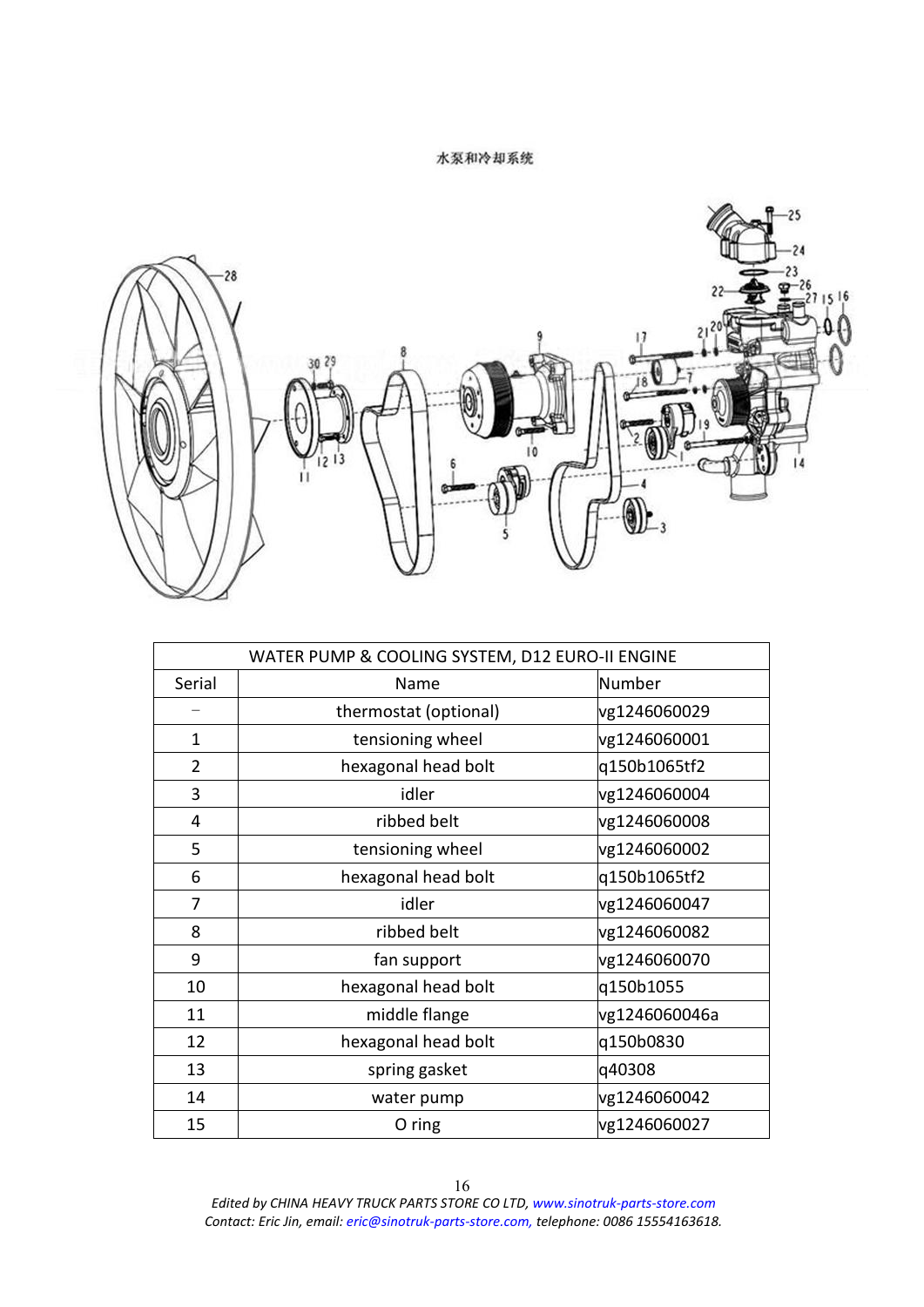水泵和冷却系统

| WATER PUMP & COOLING SYSTEM, D12 EURO-II ENGINE | | |
|---|---|---|
| Serial | Name | Number |
| – | thermostat (optional) | vg1246060029 |
| 1 | tensioning wheel | vg1246060001 |
| 2 | hexagonal head bolt | q150b1065tf2 |
| 3 | idler | vg1246060004 |
| 4 | ribbed belt | vg1246060008 |
| 5 | tensioning wheel | vg1246060002 |
| 6 | hexagonal head bolt | q150b1065tf2 |
| 7 | idler | vg1246060047 |
| 8 | ribbed belt | vg1246060082 |
| 9 | fan support | vg1246060070 |
| 10 | hexagonal head bolt | q150b1055 |
| 11 | middle flange | vg1246060046a |
| 12 | hexagonal head bolt | q150b0830 |
| 13 | spring gasket | q40308 |
| 14 | water pump | vg1246060042 |
| 15 | O ring | vg1246060027 |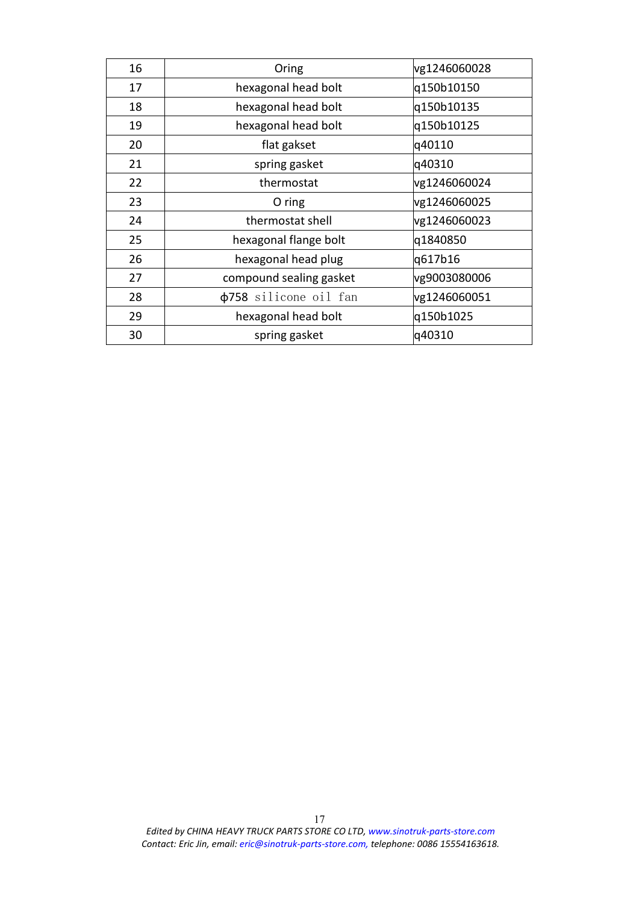| 16 | Oring | vg1246060028 |
|---|---|---|
| 17 | hexagonal head bolt | q150b10150 |
| 18 | hexagonal head bolt | q150b10135 |
| 19 | hexagonal head bolt | q150b10125 |
| 20 | flat gakset | q40110 |
| 21 | spring gasket | q40310 |
| 22 | thermostat | vg1246060024 |
| 23 | O ring | vg1246060025 |
| 24 | thermostat shell | vg1246060023 |
| 25 | hexagonal flange bolt | q1840850 |
| 26 | hexagonal head plug | q617b16 |
| 27 | compound sealing gasket | vg9003080006 |
| 28 | ϕ758 silicone oil fan | vg1246060051 |
| 29 | hexagonal head bolt | q150b1025 |
| 30 | spring gasket | q40310 |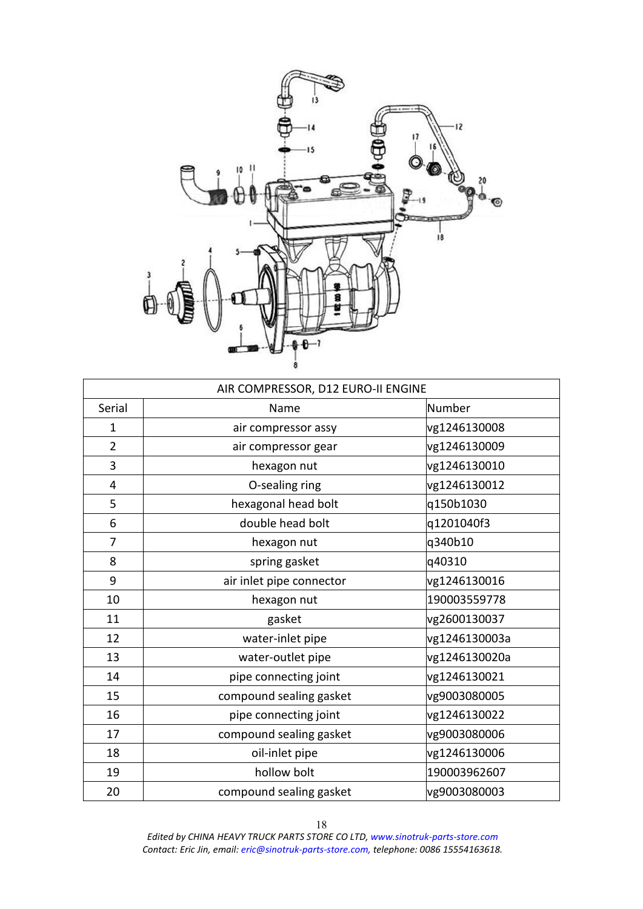| AIR COMPRESSOR, D12 EURO-II ENGINE | | |
|---|---|---|
| Serial | Name | Number |
| 1 | air compressor assy | vg1246130008 |
| 2 | air compressor gear | vg1246130009 |
| 3 | hexagon nut | vg1246130010 |
| 4 | O-sealing ring | vg1246130012 |
| 5 | hexagonal head bolt | q150b1030 |
| 6 | double head bolt | q1201040f3 |
| 7 | hexagon nut | q340b10 |
| 8 | spring gasket | q40310 |
| 9 | air inlet pipe connector | vg1246130016 |
| 10 | hexagon nut | 190003559778 |
| 11 | gasket | vg2600130037 |
| 12 | water-inlet pipe | vg1246130003a |
| 13 | water-outlet pipe | vg1246130020a |
| 14 | pipe connecting joint | vg1246130021 |
| 15 | compound sealing gasket | vg9003080005 |
| 16 | pipe connecting joint | vg1246130022 |
| 17 | compound sealing gasket | vg9003080006 |
| 18 | oil-inlet pipe | vg1246130006 |
| 19 | hollow bolt | 190003962607 |
| 20 | compound sealing gasket | vg9003080003 |

*Edited by CHINA HEAVY TRUCK PARTS STORE CO LTD, www.sinotruk-parts-store.com*
*Contact: Eric Jin, email: eric@sinotruk-parts-store.com, telephone: 0086 15554163618.*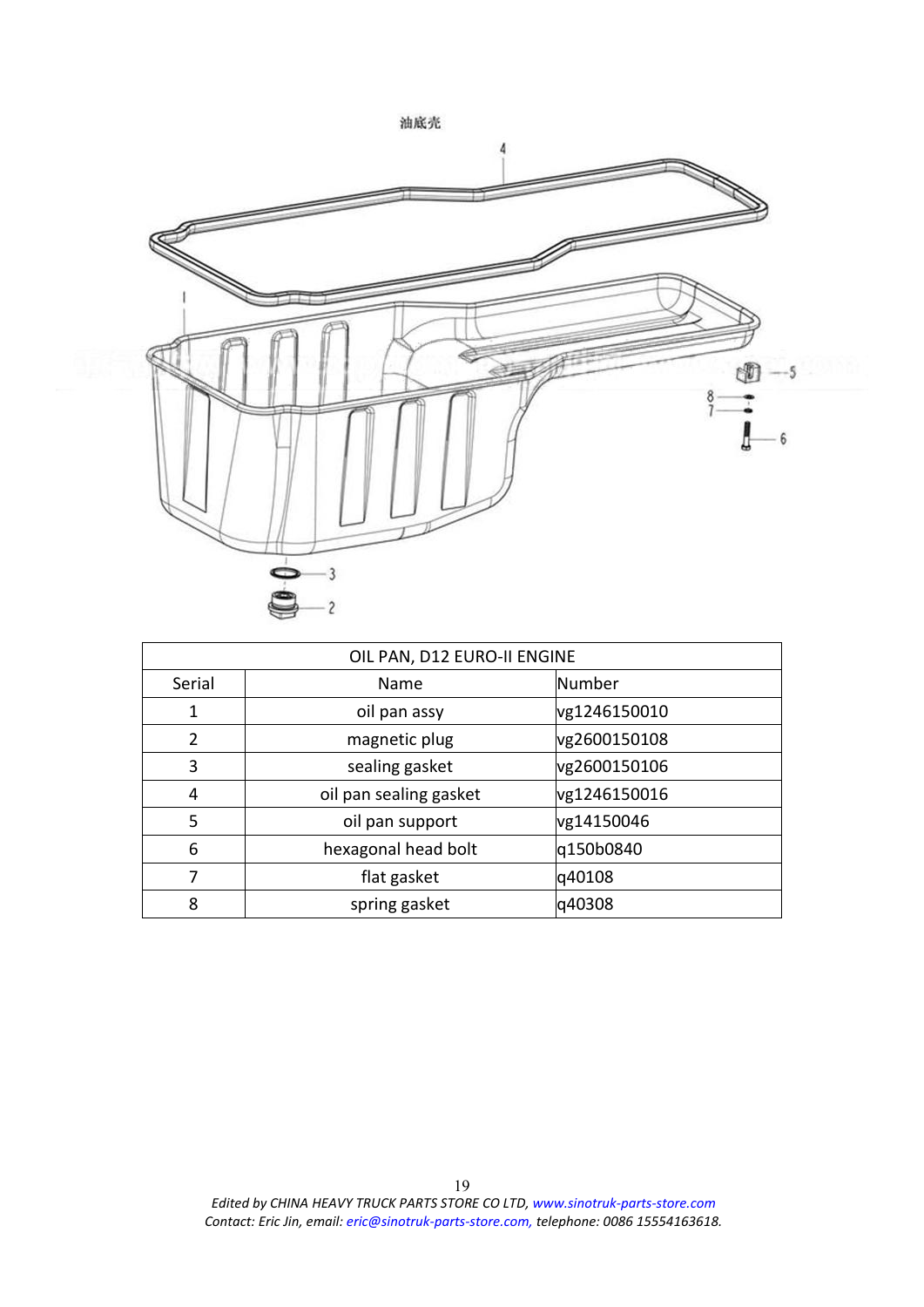油底壳

| OIL PAN, D12 EURO-II ENGINE | | |
|---|---|---|
| Serial | Name | Number |
| 1 | oil pan assy | vg1246150010 |
| 2 | magnetic plug | vg2600150108 |
| 3 | sealing gasket | vg2600150106 |
| 4 | oil pan sealing gasket | vg1246150016 |
| 5 | oil pan support | vg14150046 |
| 6 | hexagonal head bolt | q150b0840 |
| 7 | flat gasket | q40108 |
| 8 | spring gasket | q40308 |

*Edited by CHINA HEAVY TRUCK PARTS STORE CO LTD, www.sinotruk-parts-store.com*
*Contact: Eric Jin, email: eric@sinotruk-parts-store.com, telephone: 0086 15554163618.*